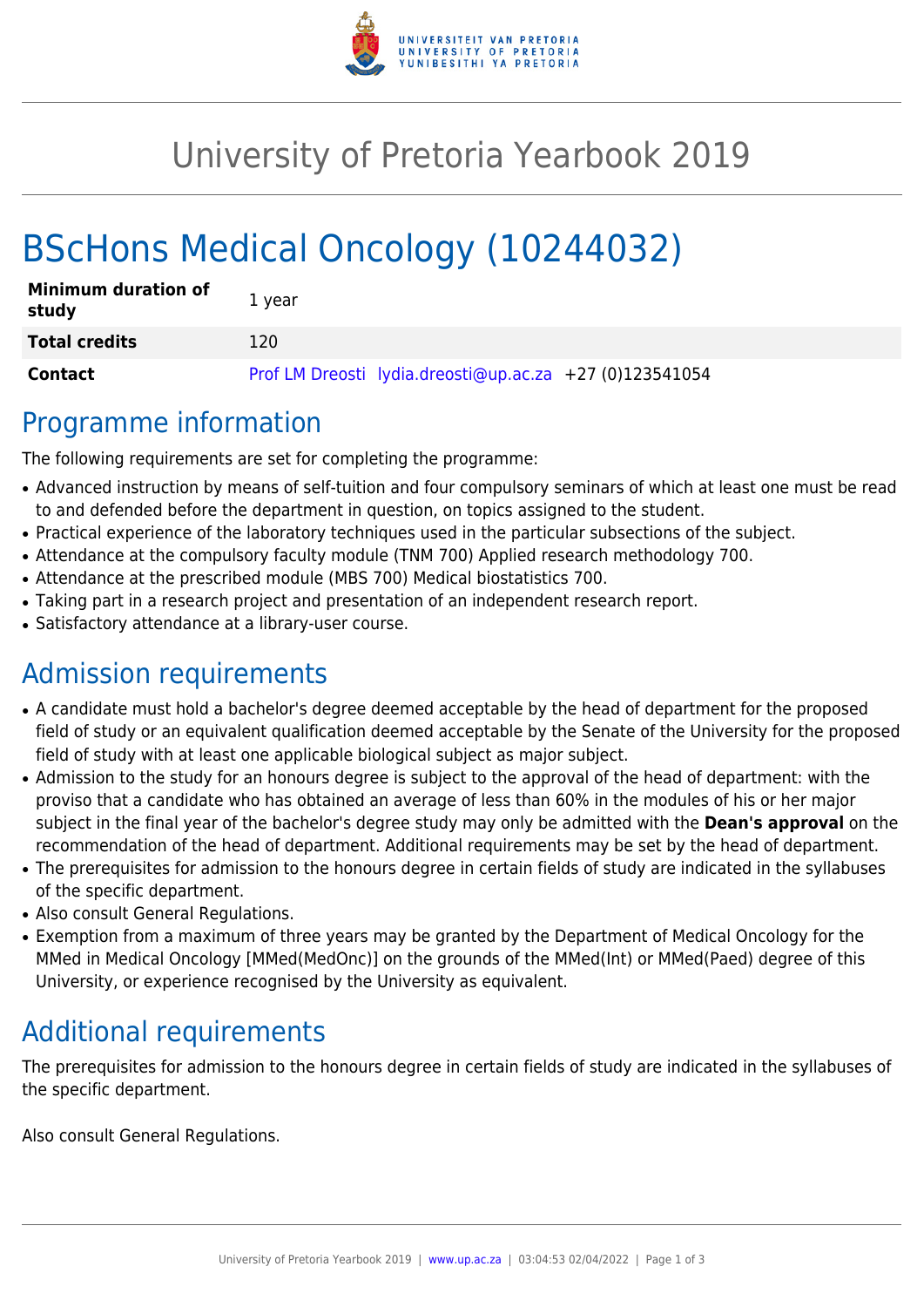# University of Pretoria Yearbook 2019

# BScHons Medical Oncology (10244032)

| | |
|---|---|
| **Minimum duration of study** | 1 year |
| **Total credits** | 120 |
| **Contact** | Prof LM Dreosti lydia.dreosti@up.ac.za +27 (0)123541054 |

## Programme information

The following requirements are set for completing the programme:

- Advanced instruction by means of self-tuition and four compulsory seminars of which at least one must be read to and defended before the department in question, on topics assigned to the student.
- Practical experience of the laboratory techniques used in the particular subsections of the subject.
- Attendance at the compulsory faculty module (TNM 700) Applied research methodology 700.
- Attendance at the prescribed module (MBS 700) Medical biostatistics 700.
- Taking part in a research project and presentation of an independent research report.
- Satisfactory attendance at a library-user course.

## Admission requirements

- A candidate must hold a bachelor's degree deemed acceptable by the head of department for the proposed field of study or an equivalent qualification deemed acceptable by the Senate of the University for the proposed field of study with at least one applicable biological subject as major subject.
- Admission to the study for an honours degree is subject to the approval of the head of department: with the proviso that a candidate who has obtained an average of less than 60% in the modules of his or her major subject in the final year of the bachelor's degree study may only be admitted with the **Dean's approval** on the recommendation of the head of department. Additional requirements may be set by the head of department.
- The prerequisites for admission to the honours degree in certain fields of study are indicated in the syllabuses of the specific department.
- Also consult General Regulations.
- Exemption from a maximum of three years may be granted by the Department of Medical Oncology for the MMed in Medical Oncology [MMed(MedOnc)] on the grounds of the MMed(Int) or MMed(Paed) degree of this University, or experience recognised by the University as equivalent.

## Additional requirements

The prerequisites for admission to the honours degree in certain fields of study are indicated in the syllabuses of the specific department.

Also consult General Regulations.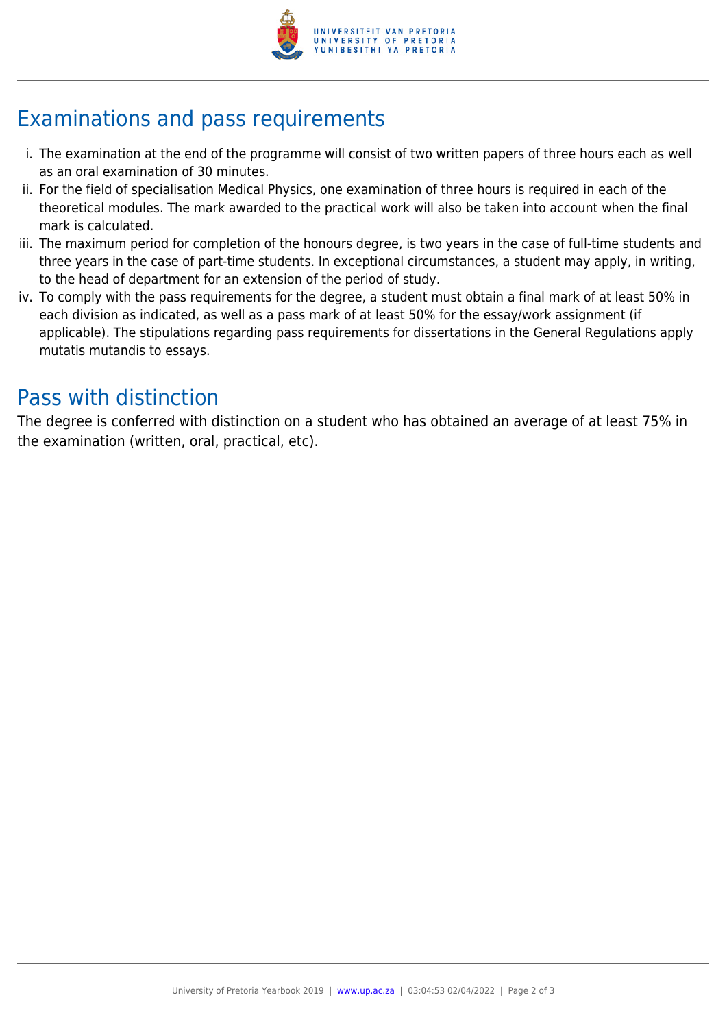## Examinations and pass requirements

i. The examination at the end of the programme will consist of two written papers of three hours each as well as an oral examination of 30 minutes.
ii. For the field of specialisation Medical Physics, one examination of three hours is required in each of the theoretical modules. The mark awarded to the practical work will also be taken into account when the final mark is calculated.
iii. The maximum period for completion of the honours degree, is two years in the case of full-time students and three years in the case of part-time students. In exceptional circumstances, a student may apply, in writing, to the head of department for an extension of the period of study.
iv. To comply with the pass requirements for the degree, a student must obtain a final mark of at least 50% in each division as indicated, as well as a pass mark of at least 50% for the essay/work assignment (if applicable). The stipulations regarding pass requirements for dissertations in the General Regulations apply mutatis mutandis to essays.

## Pass with distinction

The degree is conferred with distinction on a student who has obtained an average of at least 75% in the examination (written, oral, practical, etc).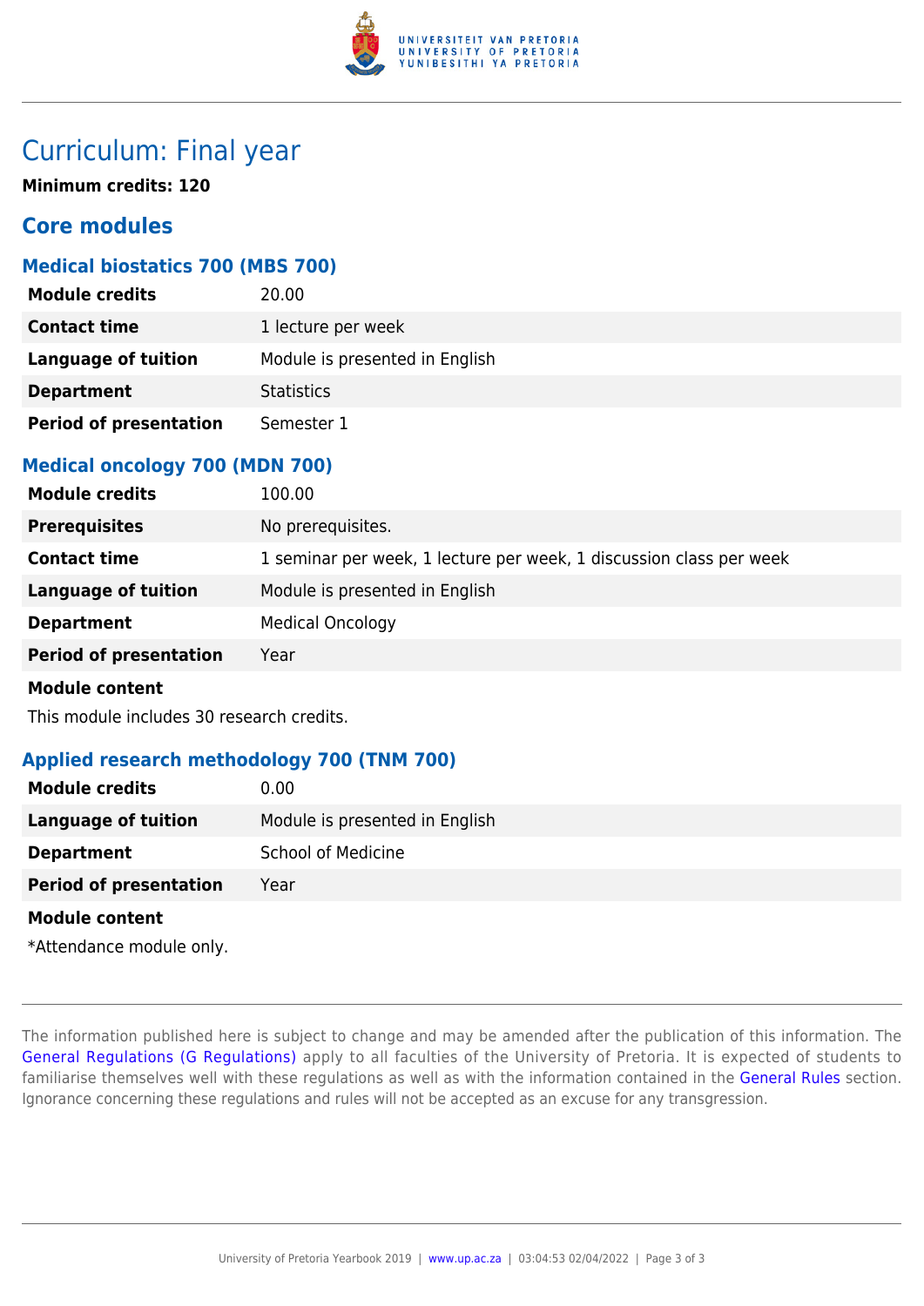# Curriculum: Final year

**Minimum credits: 120**

## Core modules

### Medical biostatics 700 (MBS 700)

| | |
|---|---|
| **Module credits** | 20.00 |
| **Contact time** | 1 lecture per week |
| **Language of tuition** | Module is presented in English |
| **Department** | Statistics |
| **Period of presentation** | Semester 1 |

### Medical oncology 700 (MDN 700)

| | |
|---|---|
| **Module credits** | 100.00 |
| **Prerequisites** | No prerequisites. |
| **Contact time** | 1 seminar per week, 1 lecture per week, 1 discussion class per week |
| **Language of tuition** | Module is presented in English |
| **Department** | Medical Oncology |
| **Period of presentation** | Year |

**Module content**

This module includes 30 research credits.

### Applied research methodology 700 (TNM 700)

| | |
|---|---|
| **Module credits** | 0.00 |
| **Language of tuition** | Module is presented in English |
| **Department** | School of Medicine |
| **Period of presentation** | Year |

**Module content**

*Attendance module only.

The information published here is subject to change and may be amended after the publication of this information. The General Regulations (G Regulations) apply to all faculties of the University of Pretoria. It is expected of students to familiarise themselves well with these regulations as well as with the information contained in the General Rules section. Ignorance concerning these regulations and rules will not be accepted as an excuse for any transgression.